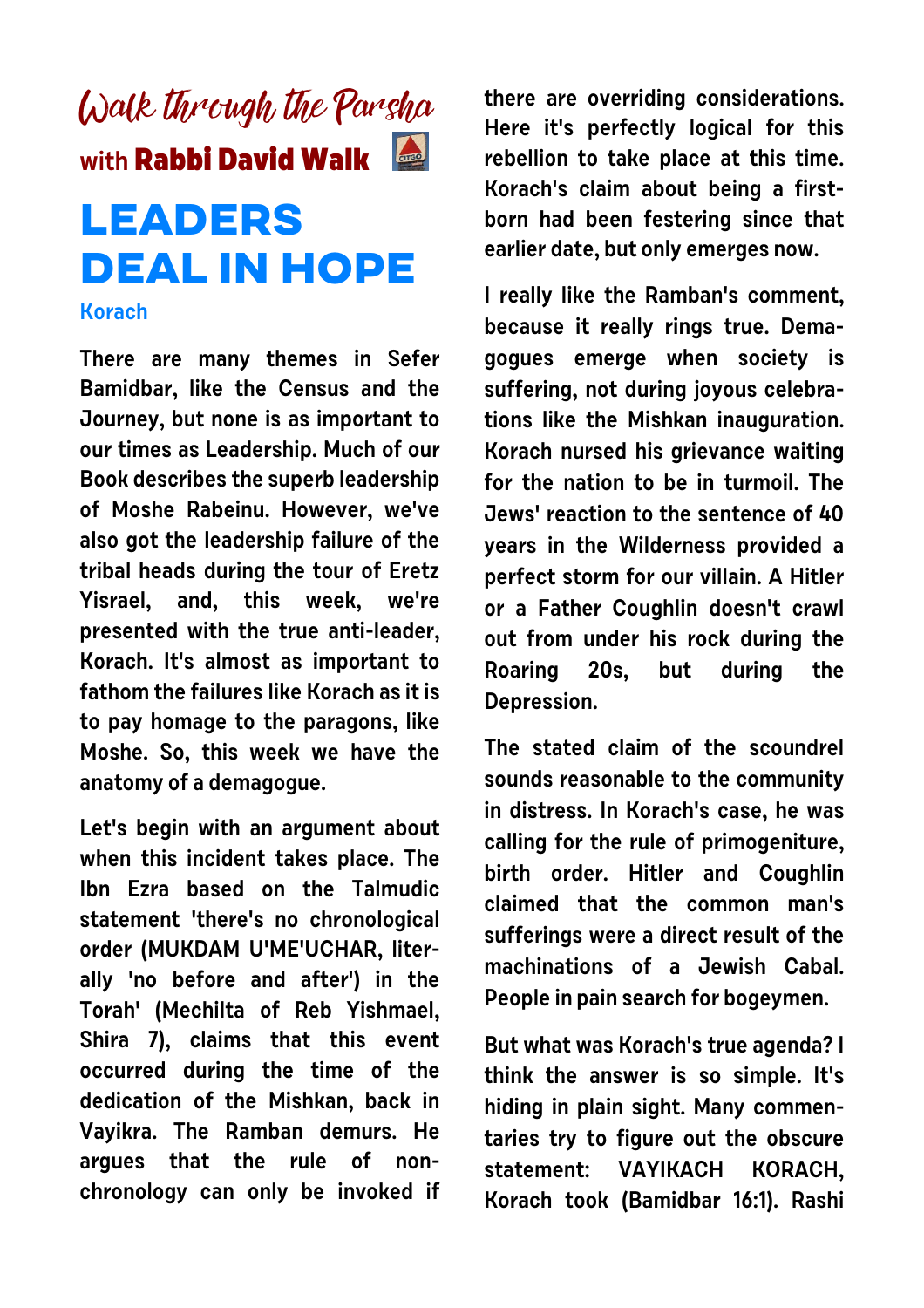*Walk through the Parsha*

with **Rabbi David Walk**

# LEADERS DEAL IN HOPE

## Korach

There are many themes in Sefer Bamidbar, like the Census and the Journey, but none is as important to our times as Leadership. Much of our Book describes the superb leadership of Moshe Rabeinu. However, we've also got the leadership failure of the tribal heads during the tour of Eretz Yisrael, and, this week, we're presented with the true anti-leader, Korach. It's almost as important to fathom the failures like Korach as it is to pay homage to the paragons, like Moshe. So, this week we have the anatomy of a demagogue.

Let's begin with an argument about when this incident takes place. The Ibn Ezra based on the Talmudic statement 'there's no chronological order (MUKDAM U'ME'UCHAR, literally 'no before and after') in the Torah' (Mechilta of Reb Yishmael, Shira 7), claims that this event occurred during the time of the dedication of the Mishkan, back in Vayikra. The Ramban demurs. He argues that the rule of non-chronology can only be invoked if there are overriding considerations. Here it's perfectly logical for this rebellion to take place at this time. Korach's claim about being a first-born had been festering since that earlier date, but only emerges now.

I really like the Ramban's comment, because it really rings true. Demagogues emerge when society is suffering, not during joyous celebrations like the Mishkan inauguration. Korach nursed his grievance waiting for the nation to be in turmoil. The Jews' reaction to the sentence of 40 years in the Wilderness provided a perfect storm for our villain. A Hitler or a Father Coughlin doesn't crawl out from under his rock during the Roaring 20s, but during the Depression.

The stated claim of the scoundrel sounds reasonable to the community in distress. In Korach's case, he was calling for the rule of primogeniture, birth order. Hitler and Coughlin claimed that the common man's sufferings were a direct result of the machinations of a Jewish Cabal. People in pain search for bogeymen.

But what was Korach's true agenda? I think the answer is so simple. It's hiding in plain sight. Many commentaries try to figure out the obscure statement: VAYIKACH KORACH, Korach took (Bamidbar 16:1). Rashi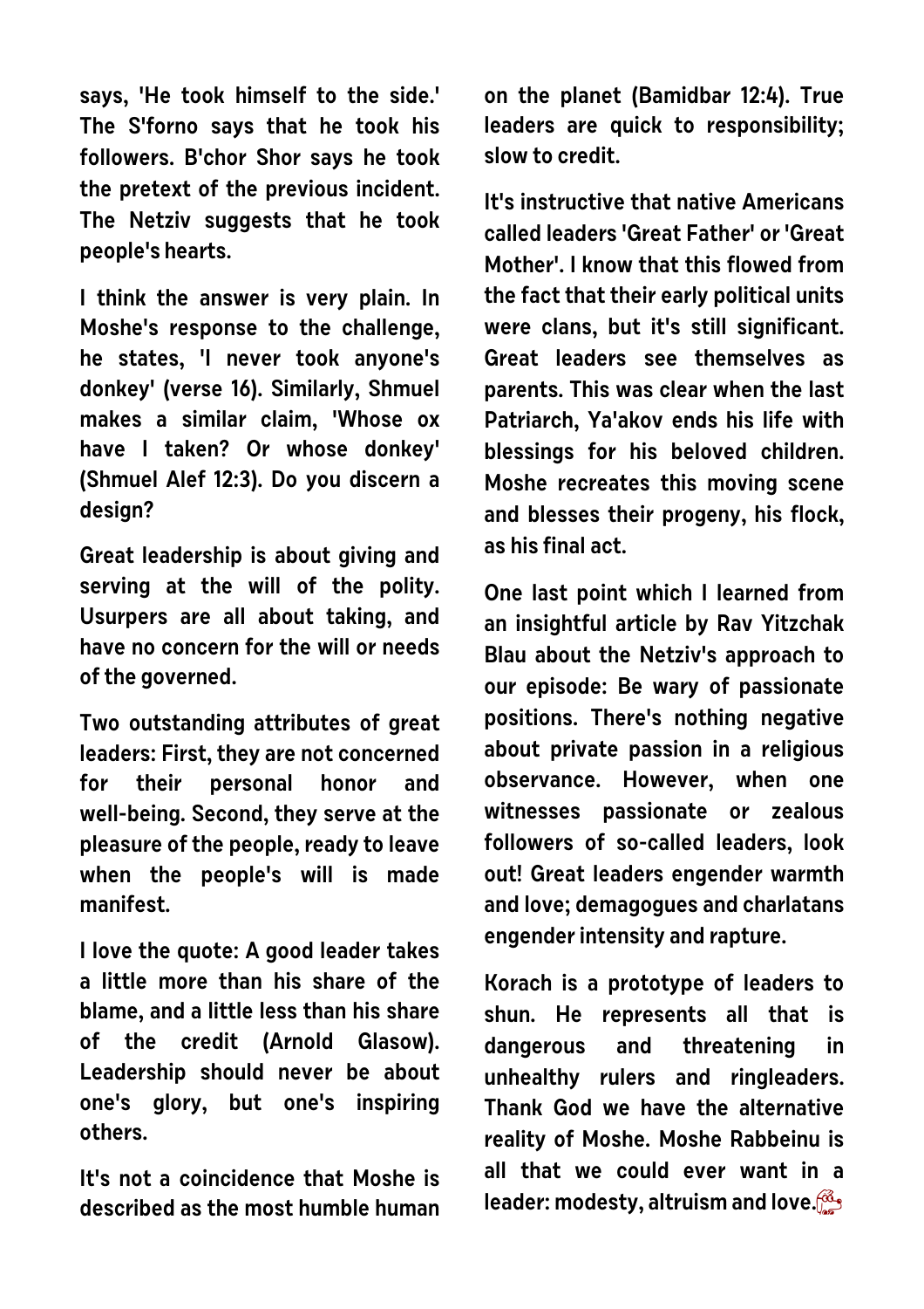says, 'He took himself to the side.' The S'forno says that he took his followers. B'chor Shor says he took the pretext of the previous incident. The Netziv suggests that he took people's hearts.

I think the answer is very plain. In Moshe's response to the challenge, he states, 'I never took anyone's donkey' (verse 16). Similarly, Shmuel makes a similar claim, 'Whose ox have I taken? Or whose donkey' (Shmuel Alef 12:3). Do you discern a design?

Great leadership is about giving and serving at the will of the polity. Usurpers are all about taking, and have no concern for the will or needs of the governed.

Two outstanding attributes of great leaders: First, they are not concerned for their personal honor and well-being. Second, they serve at the pleasure of the people, ready to leave when the people's will is made manifest.

I love the quote: A good leader takes a little more than his share of the blame, and a little less than his share of the credit (Arnold Glasow). Leadership should never be about one's glory, but one's inspiring others.

It's not a coincidence that Moshe is described as the most humble human on the planet (Bamidbar 12:4). True leaders are quick to responsibility; slow to credit.

It's instructive that native Americans called leaders 'Great Father' or 'Great Mother'. I know that this flowed from the fact that their early political units were clans, but it's still significant. Great leaders see themselves as parents. This was clear when the last Patriarch, Ya'akov ends his life with blessings for his beloved children. Moshe recreates this moving scene and blesses their progeny, his flock, as his final act.

One last point which I learned from an insightful article by Rav Yitzchak Blau about the Netziv's approach to our episode: Be wary of passionate positions. There's nothing negative about private passion in a religious observance. However, when one witnesses passionate or zealous followers of so-called leaders, look out! Great leaders engender warmth and love; demagogues and charlatans engender intensity and rapture.

Korach is a prototype of leaders to shun. He represents all that is dangerous and threatening in unhealthy rulers and ringleaders. Thank God we have the alternative reality of Moshe. Moshe Rabbeinu is all that we could ever want in a leader: modesty, altruism and love.